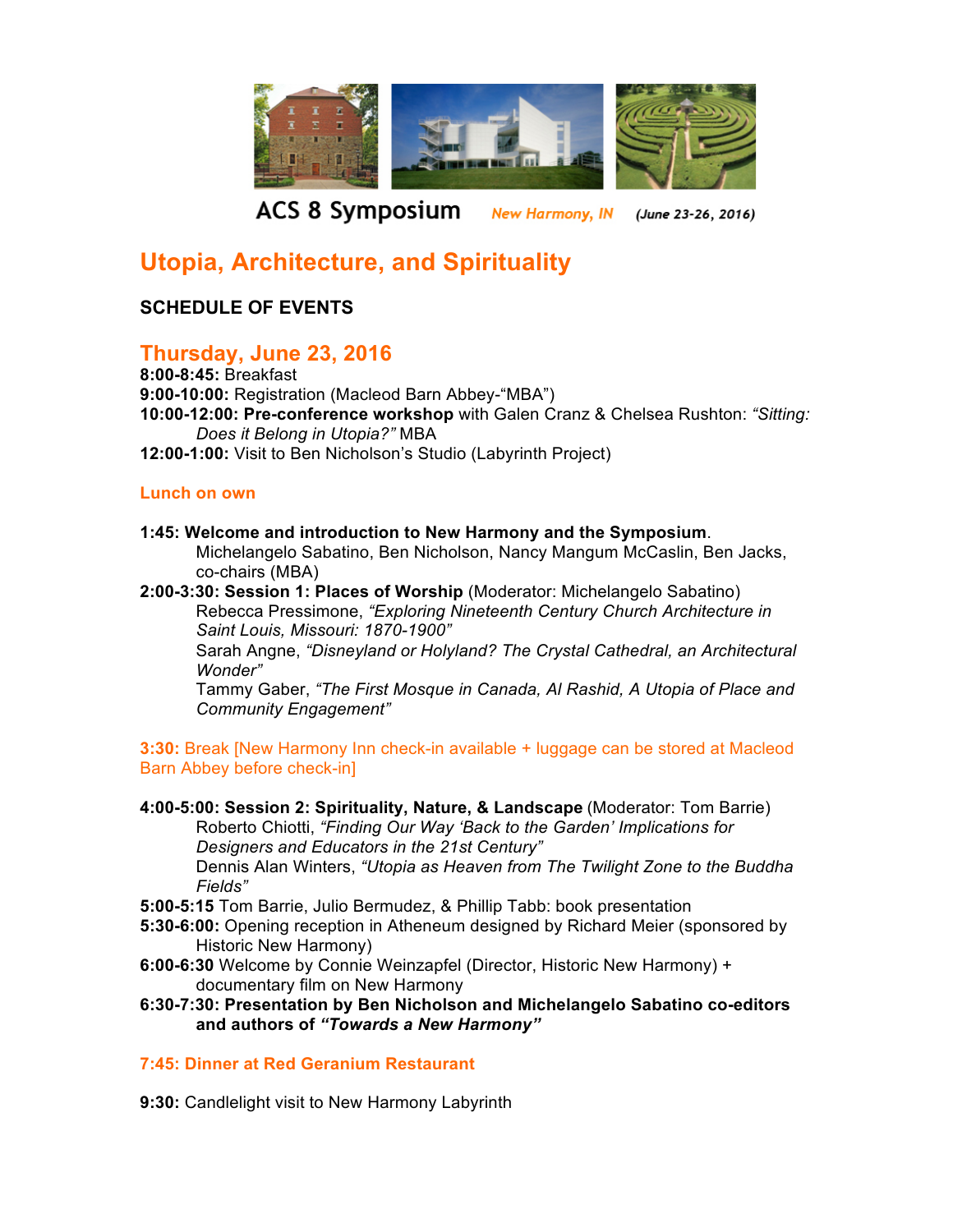ACS 8 Symposium New Harmony, IN (June 23-26, 2016)

# Utopia, Architecture, and Spirituality

## SCHEDULE OF EVENTS

## Thursday, June 23, 2016

**8:00-8:45:** Breakfast
**9:00-10:00:** Registration (Macleod Barn Abbey-"MBA")
**10:00-12:00: Pre-conference workshop** with Galen Cranz & Chelsea Rushton: *"Sitting: Does it Belong in Utopia?"* MBA
**12:00-1:00:** Visit to Ben Nicholson's Studio (Labyrinth Project)

**Lunch on own**

**1:45: Welcome and introduction to New Harmony and the Symposium**.
Michelangelo Sabatino, Ben Nicholson, Nancy Mangum McCaslin, Ben Jacks, co-chairs (MBA)

**2:00-3:30: Session 1: Places of Worship** (Moderator: Michelangelo Sabatino)
Rebecca Pressimone, *"Exploring Nineteenth Century Church Architecture in Saint Louis, Missouri: 1870-1900"*
Sarah Angne, *"Disneyland or Holyland? The Crystal Cathedral, an Architectural Wonder"*
Tammy Gaber, *"The First Mosque in Canada, Al Rashid, A Utopia of Place and Community Engagement"*

**3:30:** Break [New Harmony Inn check-in available + luggage can be stored at Macleod Barn Abbey before check-in]

**4:00-5:00: Session 2: Spirituality, Nature, & Landscape** (Moderator: Tom Barrie)
Roberto Chiotti, *"Finding Our Way 'Back to the Garden' Implications for Designers and Educators in the 21st Century"*
Dennis Alan Winters, *"Utopia as Heaven from The Twilight Zone to the Buddha Fields"*

**5:00-5:15** Tom Barrie, Julio Bermudez, & Phillip Tabb: book presentation
**5:30-6:00:** Opening reception in Atheneum designed by Richard Meier (sponsored by Historic New Harmony)
**6:00-6:30** Welcome by Connie Weinzapfel (Director, Historic New Harmony) + documentary film on New Harmony
**6:30-7:30: Presentation by Ben Nicholson and Michelangelo Sabatino co-editors and authors of *"Towards a New Harmony"***

**7:45: Dinner at Red Geranium Restaurant**

**9:30:** Candlelight visit to New Harmony Labyrinth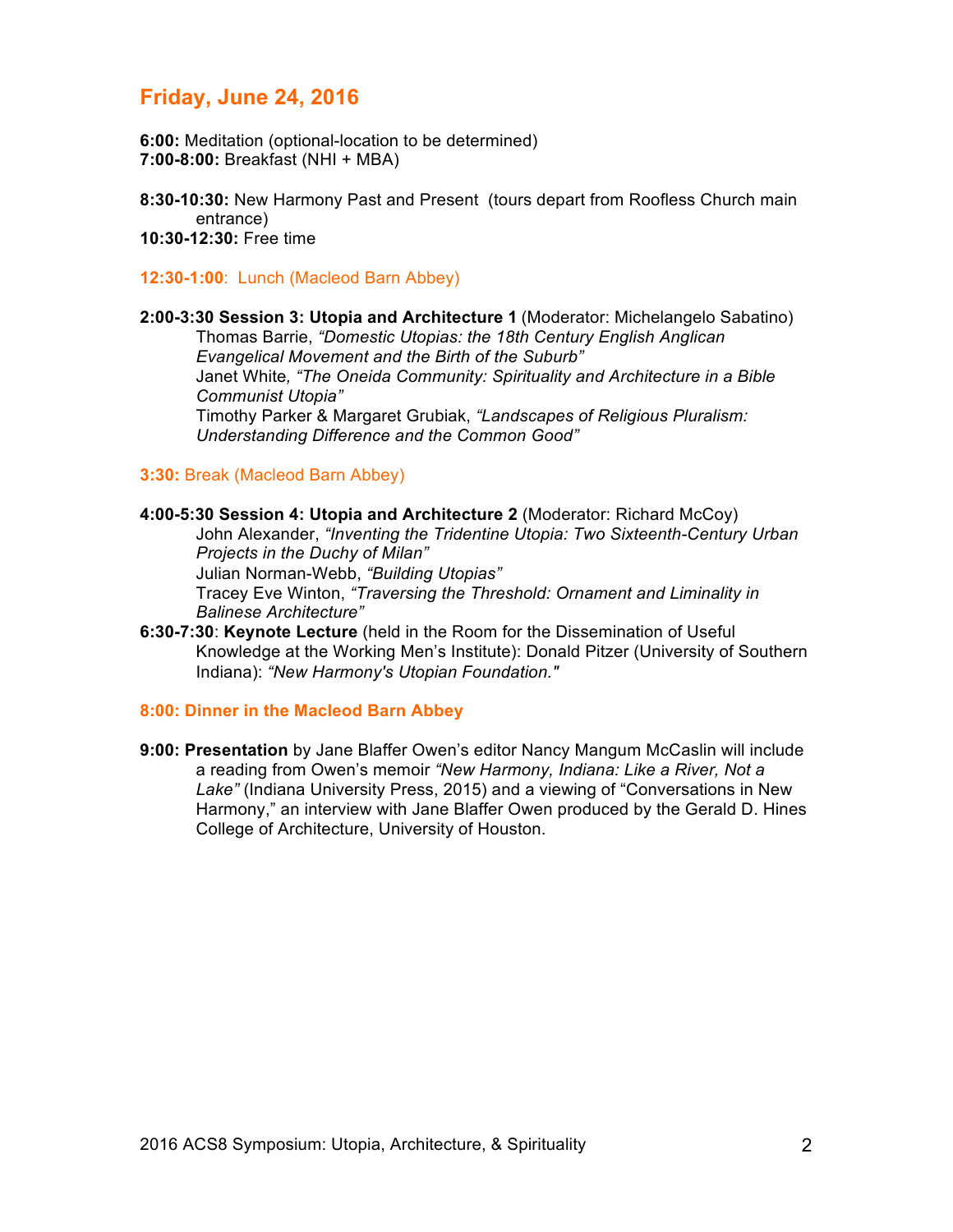## Friday, June 24, 2016

**6:00:** Meditation (optional-location to be determined)
**7:00-8:00:** Breakfast (NHI + MBA)

**8:30-10:30:** New Harmony Past and Present (tours depart from Roofless Church main entrance)
**10:30-12:30:** Free time

**12:30-1:00**: Lunch (Macleod Barn Abbey)

**2:00-3:30 Session 3: Utopia and Architecture 1** (Moderator: Michelangelo Sabatino)
Thomas Barrie, *"Domestic Utopias: the 18th Century English Anglican Evangelical Movement and the Birth of the Suburb"*
Janet White, *"The Oneida Community: Spirituality and Architecture in a Bible Communist Utopia"*
Timothy Parker & Margaret Grubiak, *"Landscapes of Religious Pluralism: Understanding Difference and the Common Good"*

**3:30:** Break (Macleod Barn Abbey)

**4:00-5:30 Session 4: Utopia and Architecture 2** (Moderator: Richard McCoy)
John Alexander, *"Inventing the Tridentine Utopia: Two Sixteenth-Century Urban Projects in the Duchy of Milan"*
Julian Norman-Webb, *"Building Utopias"*
Tracey Eve Winton, *"Traversing the Threshold: Ornament and Liminality in Balinese Architecture"*

**6:30-7:30**: **Keynote Lecture** (held in the Room for the Dissemination of Useful Knowledge at the Working Men's Institute): Donald Pitzer (University of Southern Indiana): *"New Harmony's Utopian Foundation."*

**8:00: Dinner in the Macleod Barn Abbey**

**9:00: Presentation** by Jane Blaffer Owen's editor Nancy Mangum McCaslin will include a reading from Owen's memoir *"New Harmony, Indiana: Like a River, Not a Lake"* (Indiana University Press, 2015) and a viewing of "Conversations in New Harmony," an interview with Jane Blaffer Owen produced by the Gerald D. Hines College of Architecture, University of Houston.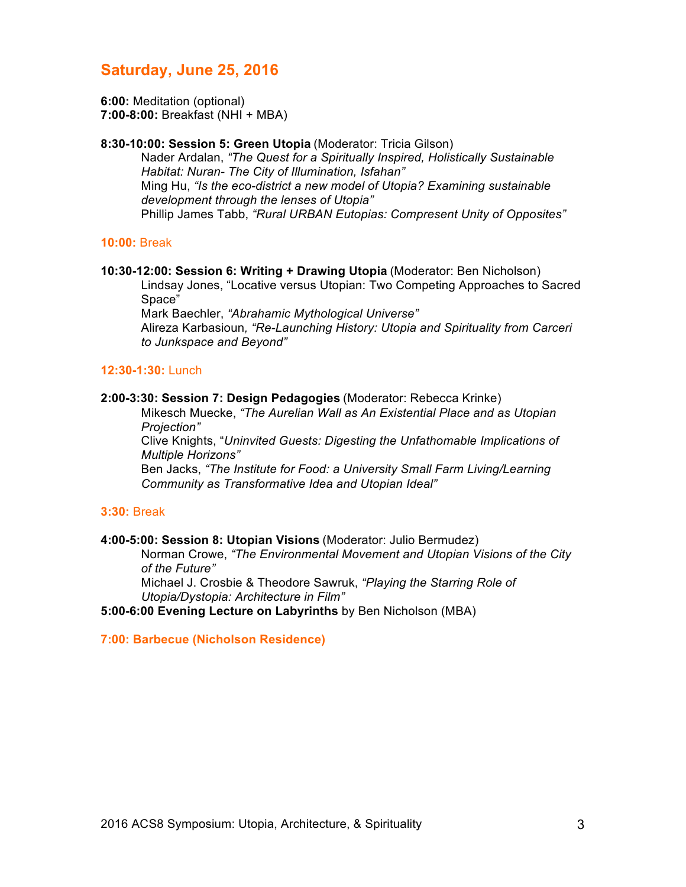## Saturday, June 25, 2016

**6:00:** Meditation (optional)
**7:00-8:00:** Breakfast (NHI + MBA)

**8:30-10:00: Session 5: Green Utopia** (Moderator: Tricia Gilson)

Nader Ardalan, *"The Quest for a Spiritually Inspired, Holistically Sustainable Habitat: Nuran- The City of Illumination, Isfahan"*
Ming Hu, *"Is the eco-district a new model of Utopia? Examining sustainable development through the lenses of Utopia"*
Phillip James Tabb, *"Rural URBAN Eutopias: Compresent Unity of Opposites"*

**10:00:** Break

**10:30-12:00: Session 6: Writing + Drawing Utopia** (Moderator: Ben Nicholson)

Lindsay Jones, "Locative versus Utopian: Two Competing Approaches to Sacred Space"
Mark Baechler, *"Abrahamic Mythological Universe"*
Alireza Karbasioun, *"Re-Launching History: Utopia and Spirituality from Carceri to Junkspace and Beyond"*

**12:30-1:30:** Lunch

**2:00-3:30: Session 7: Design Pedagogies** (Moderator: Rebecca Krinke)

Mikesch Muecke, *"The Aurelian Wall as An Existential Place and as Utopian Projection"*
Clive Knights, "*Uninvited Guests: Digesting the Unfathomable Implications of Multiple Horizons"*
Ben Jacks, *"The Institute for Food: a University Small Farm Living/Learning Community as Transformative Idea and Utopian Ideal"*

**3:30:** Break

**4:00-5:00: Session 8: Utopian Visions** (Moderator: Julio Bermudez)

Norman Crowe, *"The Environmental Movement and Utopian Visions of the City of the Future"*
Michael J. Crosbie & Theodore Sawruk, *"Playing the Starring Role of Utopia/Dystopia: Architecture in Film"*

**5:00-6:00 Evening Lecture on Labyrinths** by Ben Nicholson (MBA)

**7:00: Barbecue (Nicholson Residence)**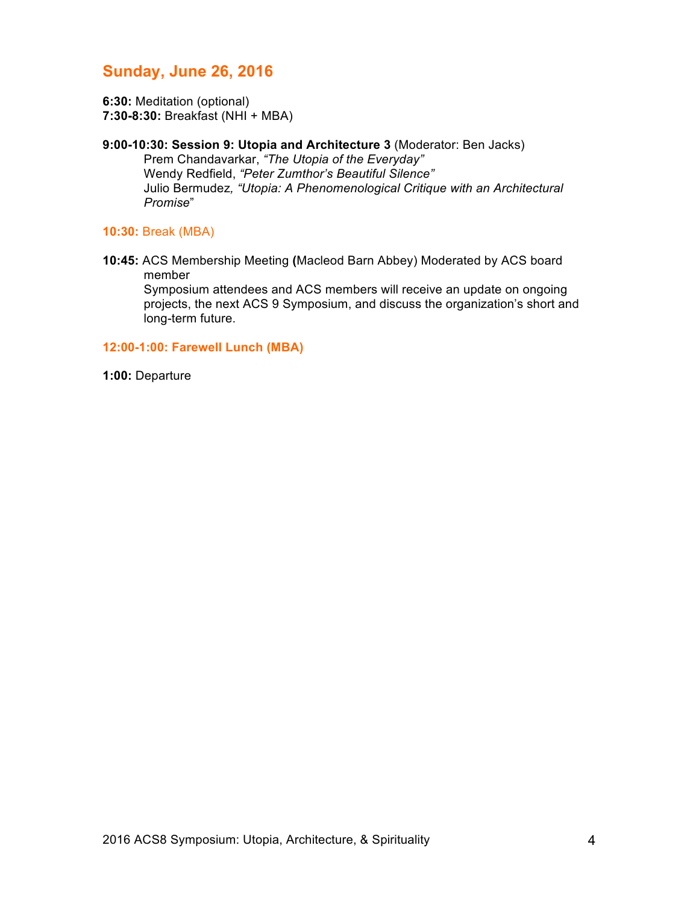## Sunday, June 26, 2016

**6:30:** Meditation (optional)
**7:30-8:30:** Breakfast (NHI + MBA)

**9:00-10:30: Session 9: Utopia and Architecture 3** (Moderator: Ben Jacks)
Prem Chandavarkar, *"The Utopia of the Everyday"*
Wendy Redfield, *"Peter Zumthor's Beautiful Silence"*
Julio Bermudez*, "Utopia: A Phenomenological Critique with an Architectural Promise*"

**10:30:** Break (MBA)

**10:45:** ACS Membership Meeting **(**Macleod Barn Abbey) Moderated by ACS board member
Symposium attendees and ACS members will receive an update on ongoing projects, the next ACS 9 Symposium, and discuss the organization's short and long-term future.

**12:00-1:00: Farewell Lunch (MBA)**

**1:00:** Departure